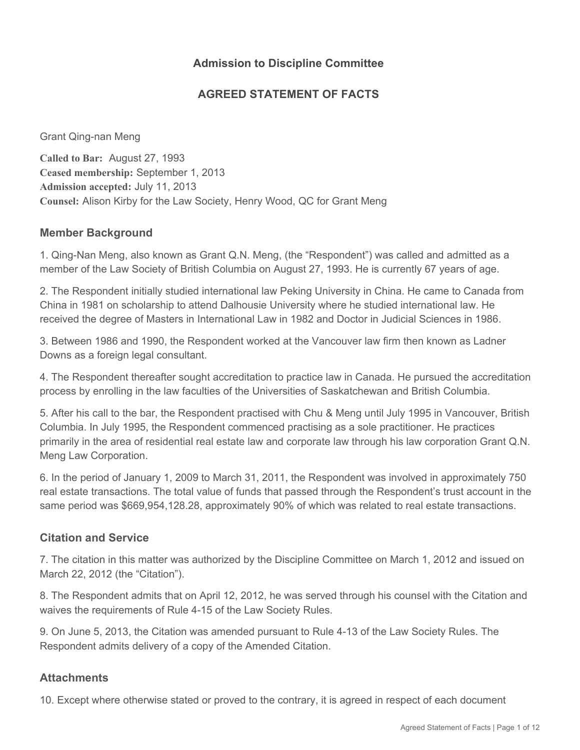## Admission to Discipline Committee

## AGREED STATEMENT OF FACTS

Grant Qing-nan Meng

**Called to Bar:** August 27, 1993
**Ceased membership:** September 1, 2013
**Admission accepted:** July 11, 2013
**Counsel:** Alison Kirby for the Law Society, Henry Wood, QC for Grant Meng

### Member Background

1. Qing-Nan Meng, also known as Grant Q.N. Meng, (the "Respondent") was called and admitted as a member of the Law Society of British Columbia on August 27, 1993. He is currently 67 years of age.

2. The Respondent initially studied international law Peking University in China. He came to Canada from China in 1981 on scholarship to attend Dalhousie University where he studied international law. He received the degree of Masters in International Law in 1982 and Doctor in Judicial Sciences in 1986.

3. Between 1986 and 1990, the Respondent worked at the Vancouver law firm then known as Ladner Downs as a foreign legal consultant.

4. The Respondent thereafter sought accreditation to practice law in Canada. He pursued the accreditation process by enrolling in the law faculties of the Universities of Saskatchewan and British Columbia.

5. After his call to the bar, the Respondent practised with Chu & Meng until July 1995 in Vancouver, British Columbia. In July 1995, the Respondent commenced practising as a sole practitioner. He practices primarily in the area of residential real estate law and corporate law through his law corporation Grant Q.N. Meng Law Corporation.

6. In the period of January 1, 2009 to March 31, 2011, the Respondent was involved in approximately 750 real estate transactions. The total value of funds that passed through the Respondent's trust account in the same period was $669,954,128.28, approximately 90% of which was related to real estate transactions.

### Citation and Service

7. The citation in this matter was authorized by the Discipline Committee on March 1, 2012 and issued on March 22, 2012 (the "Citation").

8. The Respondent admits that on April 12, 2012, he was served through his counsel with the Citation and waives the requirements of Rule 4-15 of the Law Society Rules.

9. On June 5, 2013, the Citation was amended pursuant to Rule 4-13 of the Law Society Rules. The Respondent admits delivery of a copy of the Amended Citation.

### Attachments

10. Except where otherwise stated or proved to the contrary, it is agreed in respect of each document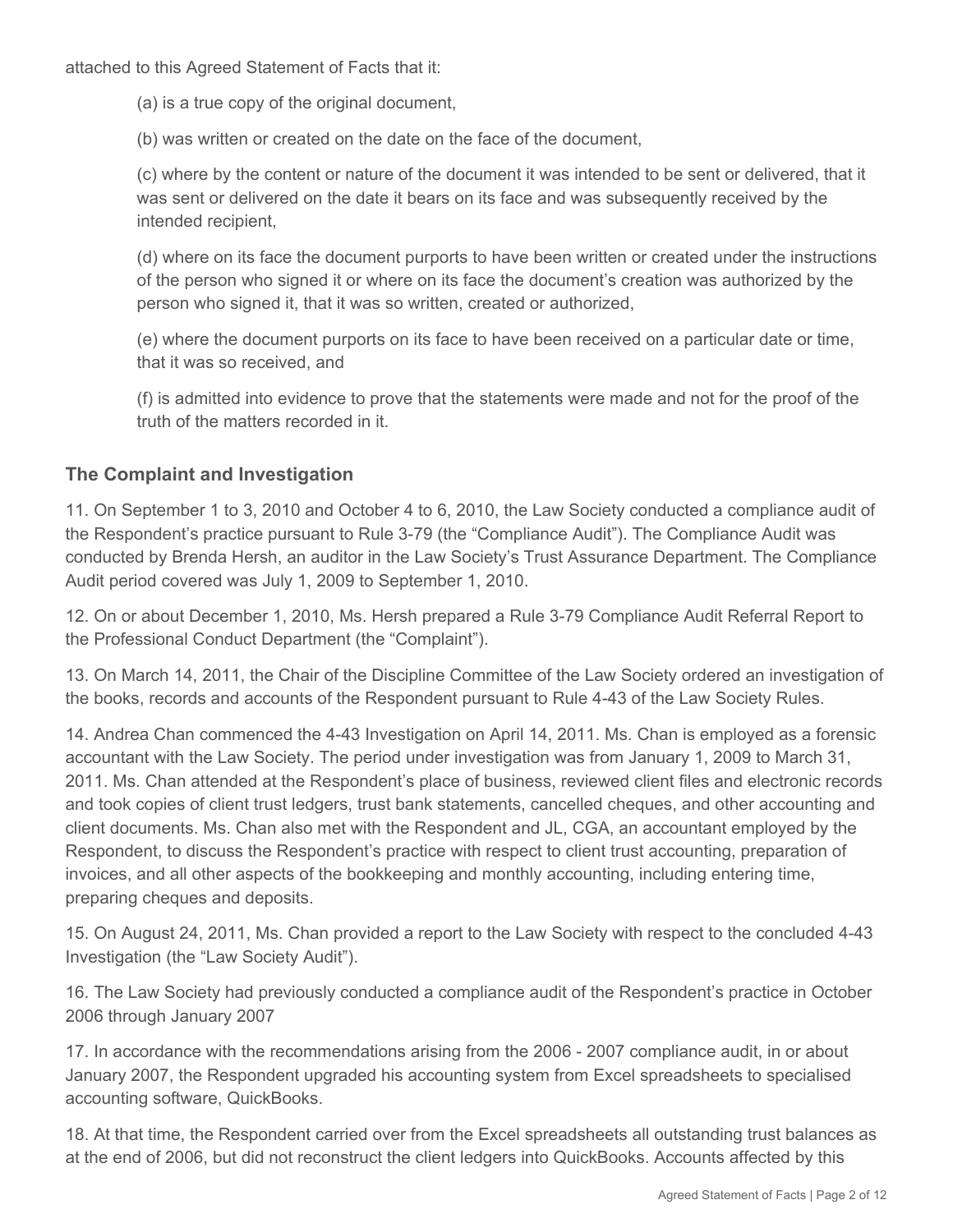attached to this Agreed Statement of Facts that it:

(a) is a true copy of the original document,

(b) was written or created on the date on the face of the document,

(c) where by the content or nature of the document it was intended to be sent or delivered, that it was sent or delivered on the date it bears on its face and was subsequently received by the intended recipient,

(d) where on its face the document purports to have been written or created under the instructions of the person who signed it or where on its face the document's creation was authorized by the person who signed it, that it was so written, created or authorized,

(e) where the document purports on its face to have been received on a particular date or time, that it was so received, and

(f) is admitted into evidence to prove that the statements were made and not for the proof of the truth of the matters recorded in it.

### The Complaint and Investigation

11. On September 1 to 3, 2010 and October 4 to 6, 2010, the Law Society conducted a compliance audit of the Respondent's practice pursuant to Rule 3-79 (the "Compliance Audit"). The Compliance Audit was conducted by Brenda Hersh, an auditor in the Law Society's Trust Assurance Department. The Compliance Audit period covered was July 1, 2009 to September 1, 2010.

12. On or about December 1, 2010, Ms. Hersh prepared a Rule 3-79 Compliance Audit Referral Report to the Professional Conduct Department (the "Complaint").

13. On March 14, 2011, the Chair of the Discipline Committee of the Law Society ordered an investigation of the books, records and accounts of the Respondent pursuant to Rule 4-43 of the Law Society Rules.

14. Andrea Chan commenced the 4-43 Investigation on April 14, 2011. Ms. Chan is employed as a forensic accountant with the Law Society. The period under investigation was from January 1, 2009 to March 31, 2011. Ms. Chan attended at the Respondent's place of business, reviewed client files and electronic records and took copies of client trust ledgers, trust bank statements, cancelled cheques, and other accounting and client documents. Ms. Chan also met with the Respondent and JL, CGA, an accountant employed by the Respondent, to discuss the Respondent's practice with respect to client trust accounting, preparation of invoices, and all other aspects of the bookkeeping and monthly accounting, including entering time, preparing cheques and deposits.

15. On August 24, 2011, Ms. Chan provided a report to the Law Society with respect to the concluded 4-43 Investigation (the "Law Society Audit").

16. The Law Society had previously conducted a compliance audit of the Respondent's practice in October 2006 through January 2007

17. In accordance with the recommendations arising from the 2006 - 2007 compliance audit, in or about January 2007, the Respondent upgraded his accounting system from Excel spreadsheets to specialised accounting software, QuickBooks.

18. At that time, the Respondent carried over from the Excel spreadsheets all outstanding trust balances as at the end of 2006, but did not reconstruct the client ledgers into QuickBooks. Accounts affected by this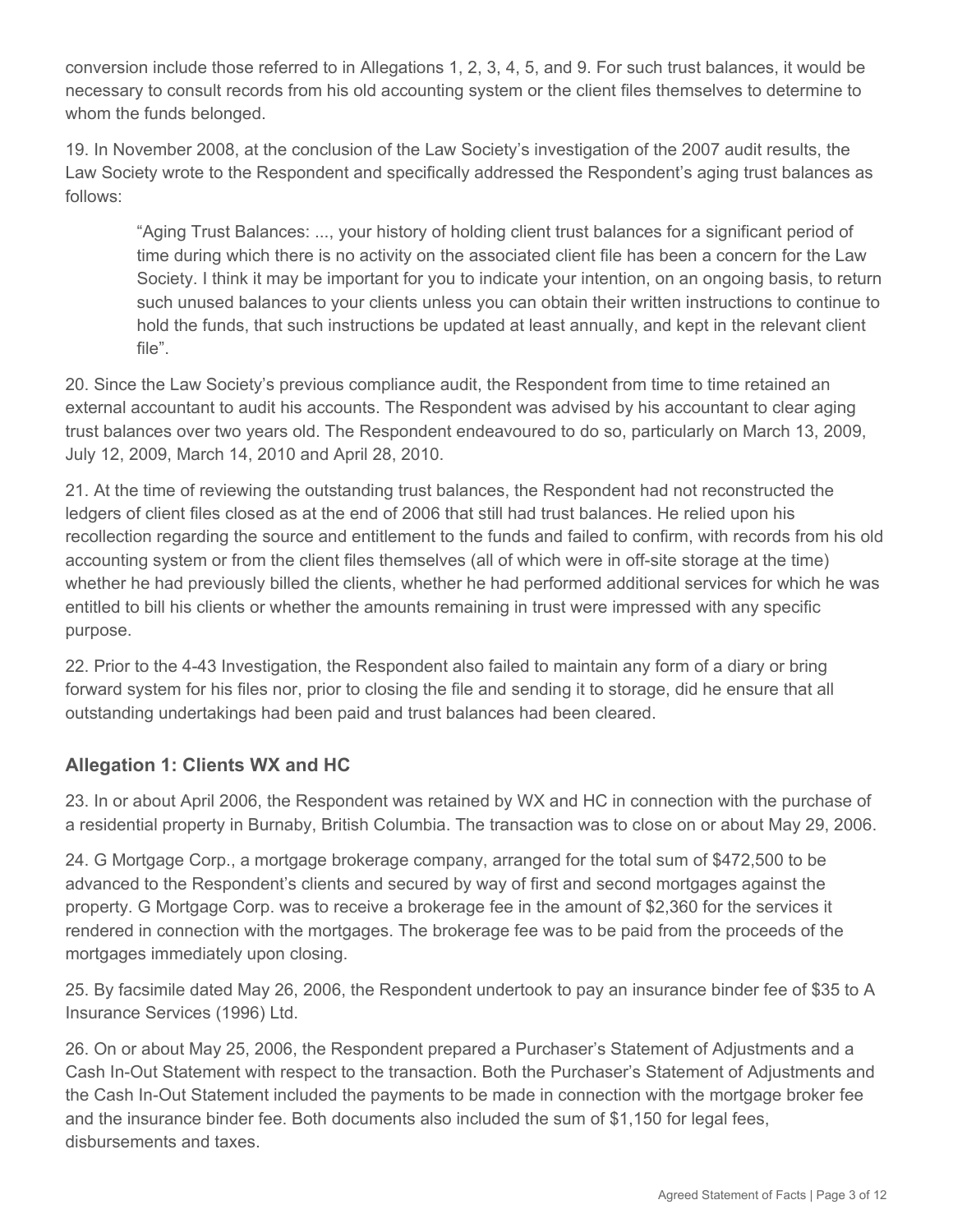conversion include those referred to in Allegations 1, 2, 3, 4, 5, and 9. For such trust balances, it would be necessary to consult records from his old accounting system or the client files themselves to determine to whom the funds belonged.

19. In November 2008, at the conclusion of the Law Society's investigation of the 2007 audit results, the Law Society wrote to the Respondent and specifically addressed the Respondent's aging trust balances as follows:

> "Aging Trust Balances: ..., your history of holding client trust balances for a significant period of time during which there is no activity on the associated client file has been a concern for the Law Society. I think it may be important for you to indicate your intention, on an ongoing basis, to return such unused balances to your clients unless you can obtain their written instructions to continue to hold the funds, that such instructions be updated at least annually, and kept in the relevant client file".

20. Since the Law Society's previous compliance audit, the Respondent from time to time retained an external accountant to audit his accounts. The Respondent was advised by his accountant to clear aging trust balances over two years old. The Respondent endeavoured to do so, particularly on March 13, 2009, July 12, 2009, March 14, 2010 and April 28, 2010.

21. At the time of reviewing the outstanding trust balances, the Respondent had not reconstructed the ledgers of client files closed as at the end of 2006 that still had trust balances. He relied upon his recollection regarding the source and entitlement to the funds and failed to confirm, with records from his old accounting system or from the client files themselves (all of which were in off-site storage at the time) whether he had previously billed the clients, whether he had performed additional services for which he was entitled to bill his clients or whether the amounts remaining in trust were impressed with any specific purpose.

22. Prior to the 4-43 Investigation, the Respondent also failed to maintain any form of a diary or bring forward system for his files nor, prior to closing the file and sending it to storage, did he ensure that all outstanding undertakings had been paid and trust balances had been cleared.

### Allegation 1: Clients WX and HC

23. In or about April 2006, the Respondent was retained by WX and HC in connection with the purchase of a residential property in Burnaby, British Columbia. The transaction was to close on or about May 29, 2006.

24. G Mortgage Corp., a mortgage brokerage company, arranged for the total sum of $472,500 to be advanced to the Respondent's clients and secured by way of first and second mortgages against the property. G Mortgage Corp. was to receive a brokerage fee in the amount of $2,360 for the services it rendered in connection with the mortgages. The brokerage fee was to be paid from the proceeds of the mortgages immediately upon closing.

25. By facsimile dated May 26, 2006, the Respondent undertook to pay an insurance binder fee of $35 to A Insurance Services (1996) Ltd.

26. On or about May 25, 2006, the Respondent prepared a Purchaser's Statement of Adjustments and a Cash In-Out Statement with respect to the transaction. Both the Purchaser's Statement of Adjustments and the Cash In-Out Statement included the payments to be made in connection with the mortgage broker fee and the insurance binder fee. Both documents also included the sum of $1,150 for legal fees, disbursements and taxes.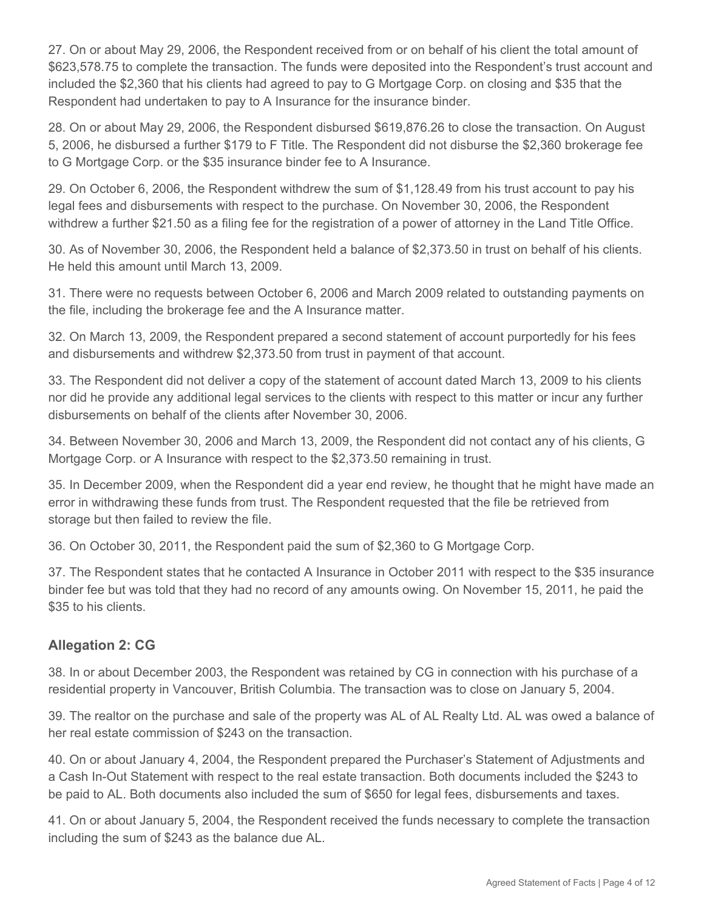27. On or about May 29, 2006, the Respondent received from or on behalf of his client the total amount of $623,578.75 to complete the transaction. The funds were deposited into the Respondent's trust account and included the $2,360 that his clients had agreed to pay to G Mortgage Corp. on closing and $35 that the Respondent had undertaken to pay to A Insurance for the insurance binder.

28. On or about May 29, 2006, the Respondent disbursed $619,876.26 to close the transaction. On August 5, 2006, he disbursed a further $179 to F Title. The Respondent did not disburse the $2,360 brokerage fee to G Mortgage Corp. or the $35 insurance binder fee to A Insurance.

29. On October 6, 2006, the Respondent withdrew the sum of $1,128.49 from his trust account to pay his legal fees and disbursements with respect to the purchase. On November 30, 2006, the Respondent withdrew a further $21.50 as a filing fee for the registration of a power of attorney in the Land Title Office.

30. As of November 30, 2006, the Respondent held a balance of $2,373.50 in trust on behalf of his clients. He held this amount until March 13, 2009.

31. There were no requests between October 6, 2006 and March 2009 related to outstanding payments on the file, including the brokerage fee and the A Insurance matter.

32. On March 13, 2009, the Respondent prepared a second statement of account purportedly for his fees and disbursements and withdrew $2,373.50 from trust in payment of that account.

33. The Respondent did not deliver a copy of the statement of account dated March 13, 2009 to his clients nor did he provide any additional legal services to the clients with respect to this matter or incur any further disbursements on behalf of the clients after November 30, 2006.

34. Between November 30, 2006 and March 13, 2009, the Respondent did not contact any of his clients, G Mortgage Corp. or A Insurance with respect to the $2,373.50 remaining in trust.

35. In December 2009, when the Respondent did a year end review, he thought that he might have made an error in withdrawing these funds from trust. The Respondent requested that the file be retrieved from storage but then failed to review the file.

36. On October 30, 2011, the Respondent paid the sum of $2,360 to G Mortgage Corp.

37. The Respondent states that he contacted A Insurance in October 2011 with respect to the $35 insurance binder fee but was told that they had no record of any amounts owing. On November 15, 2011, he paid the $35 to his clients.

### Allegation 2: CG

38. In or about December 2003, the Respondent was retained by CG in connection with his purchase of a residential property in Vancouver, British Columbia. The transaction was to close on January 5, 2004.

39. The realtor on the purchase and sale of the property was AL of AL Realty Ltd. AL was owed a balance of her real estate commission of $243 on the transaction.

40. On or about January 4, 2004, the Respondent prepared the Purchaser's Statement of Adjustments and a Cash In-Out Statement with respect to the real estate transaction. Both documents included the $243 to be paid to AL. Both documents also included the sum of $650 for legal fees, disbursements and taxes.

41. On or about January 5, 2004, the Respondent received the funds necessary to complete the transaction including the sum of $243 as the balance due AL.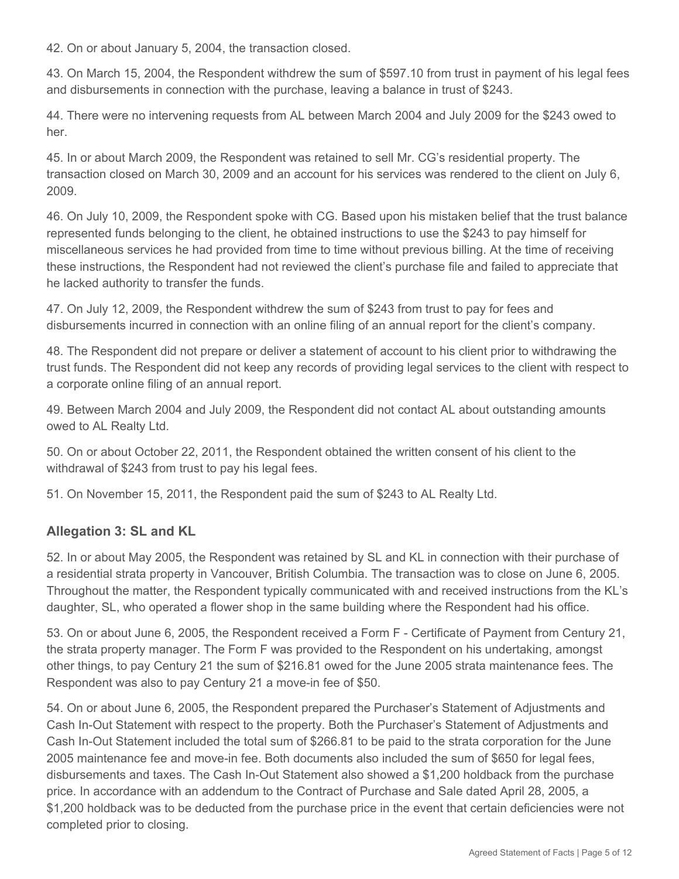42. On or about January 5, 2004, the transaction closed.

43. On March 15, 2004, the Respondent withdrew the sum of $597.10 from trust in payment of his legal fees and disbursements in connection with the purchase, leaving a balance in trust of $243.

44. There were no intervening requests from AL between March 2004 and July 2009 for the $243 owed to her.

45. In or about March 2009, the Respondent was retained to sell Mr. CG's residential property. The transaction closed on March 30, 2009 and an account for his services was rendered to the client on July 6, 2009.

46. On July 10, 2009, the Respondent spoke with CG. Based upon his mistaken belief that the trust balance represented funds belonging to the client, he obtained instructions to use the $243 to pay himself for miscellaneous services he had provided from time to time without previous billing. At the time of receiving these instructions, the Respondent had not reviewed the client's purchase file and failed to appreciate that he lacked authority to transfer the funds.

47. On July 12, 2009, the Respondent withdrew the sum of $243 from trust to pay for fees and disbursements incurred in connection with an online filing of an annual report for the client's company.

48. The Respondent did not prepare or deliver a statement of account to his client prior to withdrawing the trust funds. The Respondent did not keep any records of providing legal services to the client with respect to a corporate online filing of an annual report.

49. Between March 2004 and July 2009, the Respondent did not contact AL about outstanding amounts owed to AL Realty Ltd.

50. On or about October 22, 2011, the Respondent obtained the written consent of his client to the withdrawal of $243 from trust to pay his legal fees.

51. On November 15, 2011, the Respondent paid the sum of $243 to AL Realty Ltd.

### Allegation 3: SL and KL

52. In or about May 2005, the Respondent was retained by SL and KL in connection with their purchase of a residential strata property in Vancouver, British Columbia. The transaction was to close on June 6, 2005. Throughout the matter, the Respondent typically communicated with and received instructions from the KL's daughter, SL, who operated a flower shop in the same building where the Respondent had his office.

53. On or about June 6, 2005, the Respondent received a Form F - Certificate of Payment from Century 21, the strata property manager. The Form F was provided to the Respondent on his undertaking, amongst other things, to pay Century 21 the sum of $216.81 owed for the June 2005 strata maintenance fees. The Respondent was also to pay Century 21 a move-in fee of $50.

54. On or about June 6, 2005, the Respondent prepared the Purchaser's Statement of Adjustments and Cash In-Out Statement with respect to the property. Both the Purchaser's Statement of Adjustments and Cash In-Out Statement included the total sum of $266.81 to be paid to the strata corporation for the June 2005 maintenance fee and move-in fee. Both documents also included the sum of $650 for legal fees, disbursements and taxes. The Cash In-Out Statement also showed a $1,200 holdback from the purchase price. In accordance with an addendum to the Contract of Purchase and Sale dated April 28, 2005, a $1,200 holdback was to be deducted from the purchase price in the event that certain deficiencies were not completed prior to closing.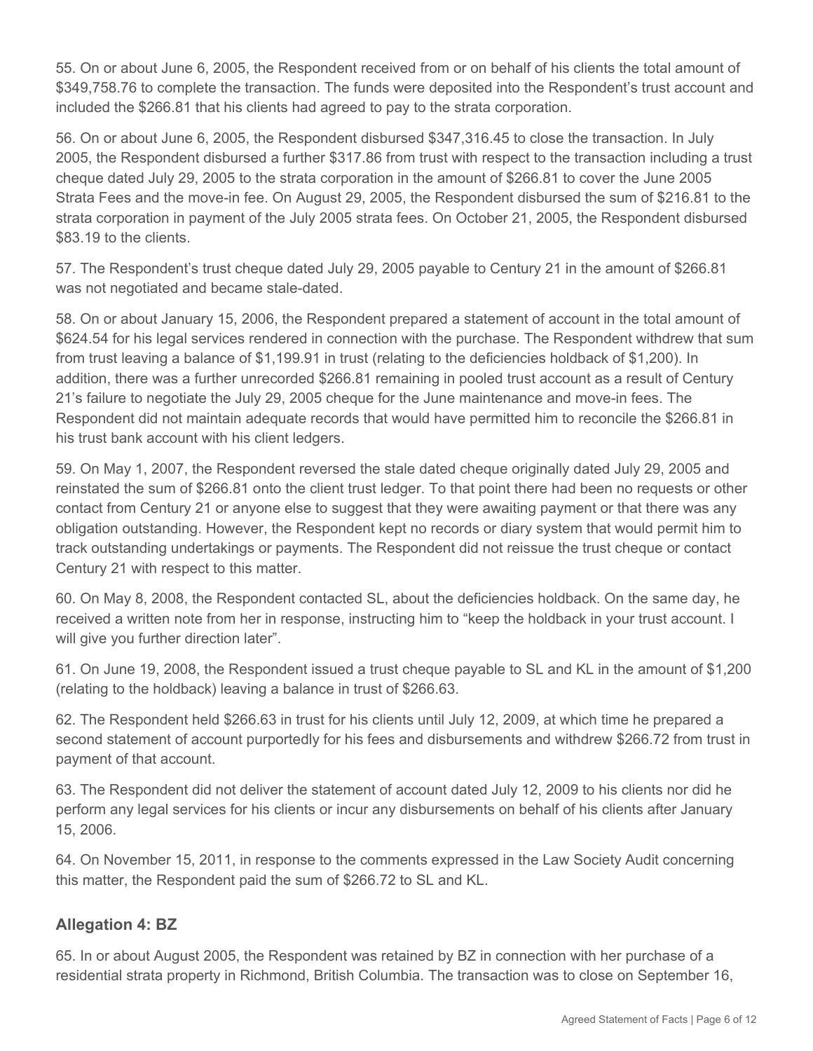55. On or about June 6, 2005, the Respondent received from or on behalf of his clients the total amount of $349,758.76 to complete the transaction. The funds were deposited into the Respondent's trust account and included the $266.81 that his clients had agreed to pay to the strata corporation.

56. On or about June 6, 2005, the Respondent disbursed $347,316.45 to close the transaction. In July 2005, the Respondent disbursed a further $317.86 from trust with respect to the transaction including a trust cheque dated July 29, 2005 to the strata corporation in the amount of $266.81 to cover the June 2005 Strata Fees and the move-in fee. On August 29, 2005, the Respondent disbursed the sum of $216.81 to the strata corporation in payment of the July 2005 strata fees. On October 21, 2005, the Respondent disbursed $83.19 to the clients.

57. The Respondent's trust cheque dated July 29, 2005 payable to Century 21 in the amount of $266.81 was not negotiated and became stale-dated.

58. On or about January 15, 2006, the Respondent prepared a statement of account in the total amount of $624.54 for his legal services rendered in connection with the purchase. The Respondent withdrew that sum from trust leaving a balance of $1,199.91 in trust (relating to the deficiencies holdback of $1,200). In addition, there was a further unrecorded $266.81 remaining in pooled trust account as a result of Century 21's failure to negotiate the July 29, 2005 cheque for the June maintenance and move-in fees. The Respondent did not maintain adequate records that would have permitted him to reconcile the $266.81 in his trust bank account with his client ledgers.

59. On May 1, 2007, the Respondent reversed the stale dated cheque originally dated July 29, 2005 and reinstated the sum of $266.81 onto the client trust ledger. To that point there had been no requests or other contact from Century 21 or anyone else to suggest that they were awaiting payment or that there was any obligation outstanding. However, the Respondent kept no records or diary system that would permit him to track outstanding undertakings or payments. The Respondent did not reissue the trust cheque or contact Century 21 with respect to this matter.

60. On May 8, 2008, the Respondent contacted SL, about the deficiencies holdback. On the same day, he received a written note from her in response, instructing him to "keep the holdback in your trust account. I will give you further direction later".

61. On June 19, 2008, the Respondent issued a trust cheque payable to SL and KL in the amount of $1,200 (relating to the holdback) leaving a balance in trust of $266.63.

62. The Respondent held $266.63 in trust for his clients until July 12, 2009, at which time he prepared a second statement of account purportedly for his fees and disbursements and withdrew $266.72 from trust in payment of that account.

63. The Respondent did not deliver the statement of account dated July 12, 2009 to his clients nor did he perform any legal services for his clients or incur any disbursements on behalf of his clients after January 15, 2006.

64. On November 15, 2011, in response to the comments expressed in the Law Society Audit concerning this matter, the Respondent paid the sum of $266.72 to SL and KL.

### Allegation 4: BZ

65. In or about August 2005, the Respondent was retained by BZ in connection with her purchase of a residential strata property in Richmond, British Columbia. The transaction was to close on September 16,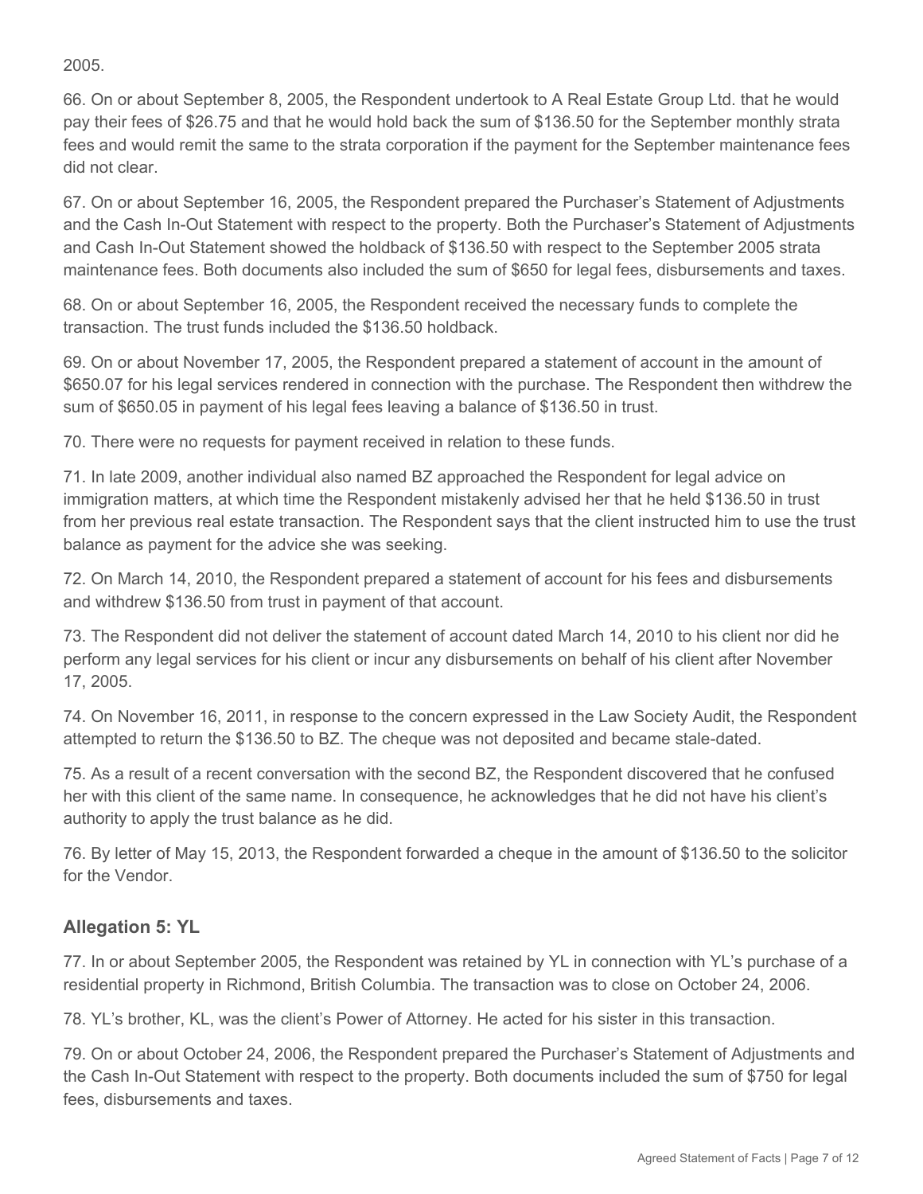2005.

66. On or about September 8, 2005, the Respondent undertook to A Real Estate Group Ltd. that he would pay their fees of $26.75 and that he would hold back the sum of $136.50 for the September monthly strata fees and would remit the same to the strata corporation if the payment for the September maintenance fees did not clear.

67. On or about September 16, 2005, the Respondent prepared the Purchaser's Statement of Adjustments and the Cash In-Out Statement with respect to the property. Both the Purchaser's Statement of Adjustments and Cash In-Out Statement showed the holdback of $136.50 with respect to the September 2005 strata maintenance fees. Both documents also included the sum of $650 for legal fees, disbursements and taxes.

68. On or about September 16, 2005, the Respondent received the necessary funds to complete the transaction. The trust funds included the $136.50 holdback.

69. On or about November 17, 2005, the Respondent prepared a statement of account in the amount of $650.07 for his legal services rendered in connection with the purchase. The Respondent then withdrew the sum of $650.05 in payment of his legal fees leaving a balance of $136.50 in trust.

70. There were no requests for payment received in relation to these funds.

71. In late 2009, another individual also named BZ approached the Respondent for legal advice on immigration matters, at which time the Respondent mistakenly advised her that he held $136.50 in trust from her previous real estate transaction. The Respondent says that the client instructed him to use the trust balance as payment for the advice she was seeking.

72. On March 14, 2010, the Respondent prepared a statement of account for his fees and disbursements and withdrew $136.50 from trust in payment of that account.

73. The Respondent did not deliver the statement of account dated March 14, 2010 to his client nor did he perform any legal services for his client or incur any disbursements on behalf of his client after November 17, 2005.

74. On November 16, 2011, in response to the concern expressed in the Law Society Audit, the Respondent attempted to return the $136.50 to BZ. The cheque was not deposited and became stale-dated.

75. As a result of a recent conversation with the second BZ, the Respondent discovered that he confused her with this client of the same name. In consequence, he acknowledges that he did not have his client's authority to apply the trust balance as he did.

76. By letter of May 15, 2013, the Respondent forwarded a cheque in the amount of $136.50 to the solicitor for the Vendor.

### Allegation 5: YL

77. In or about September 2005, the Respondent was retained by YL in connection with YL's purchase of a residential property in Richmond, British Columbia. The transaction was to close on October 24, 2006.

78. YL's brother, KL, was the client's Power of Attorney. He acted for his sister in this transaction.

79. On or about October 24, 2006, the Respondent prepared the Purchaser's Statement of Adjustments and the Cash In-Out Statement with respect to the property. Both documents included the sum of $750 for legal fees, disbursements and taxes.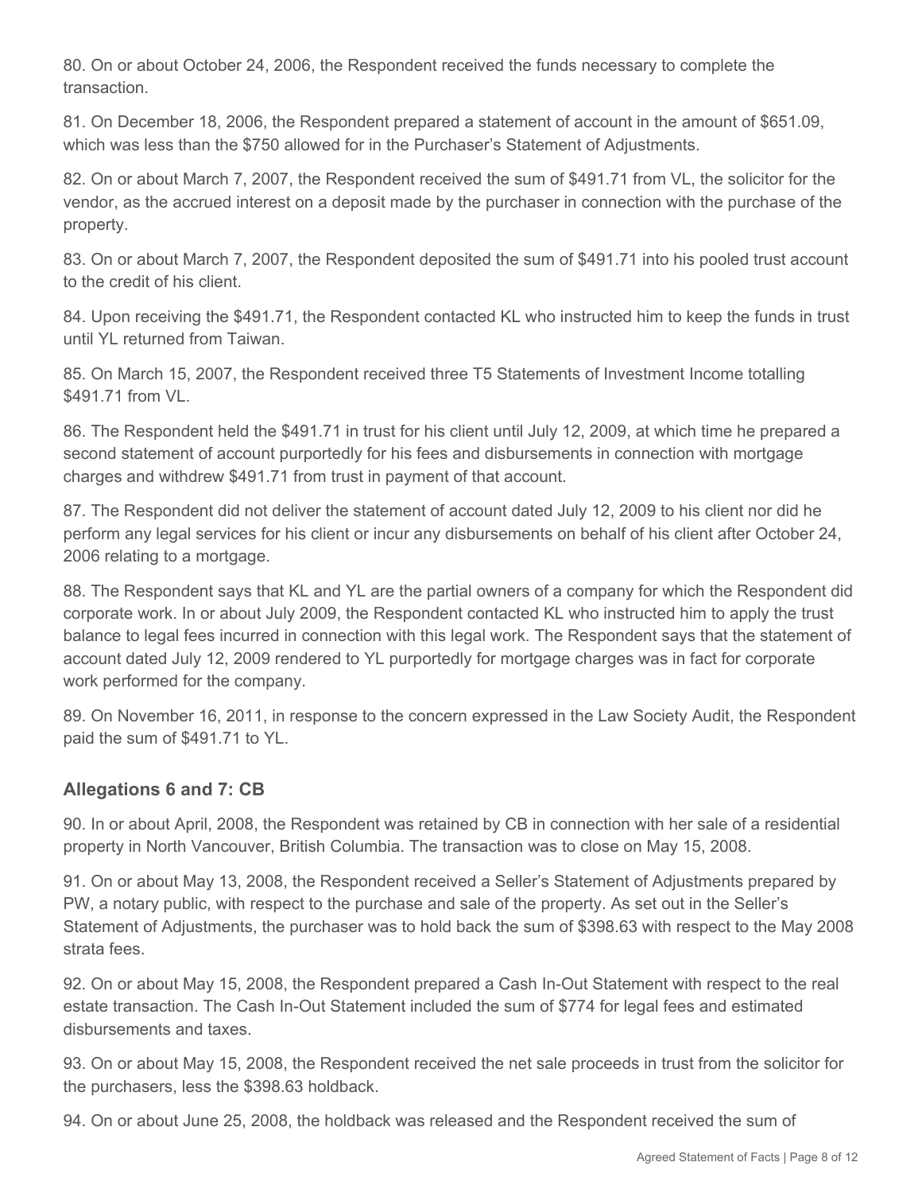80. On or about October 24, 2006, the Respondent received the funds necessary to complete the transaction.

81. On December 18, 2006, the Respondent prepared a statement of account in the amount of $651.09, which was less than the $750 allowed for in the Purchaser's Statement of Adjustments.

82. On or about March 7, 2007, the Respondent received the sum of $491.71 from VL, the solicitor for the vendor, as the accrued interest on a deposit made by the purchaser in connection with the purchase of the property.

83. On or about March 7, 2007, the Respondent deposited the sum of $491.71 into his pooled trust account to the credit of his client.

84. Upon receiving the $491.71, the Respondent contacted KL who instructed him to keep the funds in trust until YL returned from Taiwan.

85. On March 15, 2007, the Respondent received three T5 Statements of Investment Income totalling $491.71 from VL.

86. The Respondent held the $491.71 in trust for his client until July 12, 2009, at which time he prepared a second statement of account purportedly for his fees and disbursements in connection with mortgage charges and withdrew $491.71 from trust in payment of that account.

87. The Respondent did not deliver the statement of account dated July 12, 2009 to his client nor did he perform any legal services for his client or incur any disbursements on behalf of his client after October 24, 2006 relating to a mortgage.

88. The Respondent says that KL and YL are the partial owners of a company for which the Respondent did corporate work. In or about July 2009, the Respondent contacted KL who instructed him to apply the trust balance to legal fees incurred in connection with this legal work. The Respondent says that the statement of account dated July 12, 2009 rendered to YL purportedly for mortgage charges was in fact for corporate work performed for the company.

89. On November 16, 2011, in response to the concern expressed in the Law Society Audit, the Respondent paid the sum of $491.71 to YL.

## Allegations 6 and 7: CB

90. In or about April, 2008, the Respondent was retained by CB in connection with her sale of a residential property in North Vancouver, British Columbia. The transaction was to close on May 15, 2008.

91. On or about May 13, 2008, the Respondent received a Seller's Statement of Adjustments prepared by PW, a notary public, with respect to the purchase and sale of the property. As set out in the Seller's Statement of Adjustments, the purchaser was to hold back the sum of $398.63 with respect to the May 2008 strata fees.

92. On or about May 15, 2008, the Respondent prepared a Cash In-Out Statement with respect to the real estate transaction. The Cash In-Out Statement included the sum of $774 for legal fees and estimated disbursements and taxes.

93. On or about May 15, 2008, the Respondent received the net sale proceeds in trust from the solicitor for the purchasers, less the $398.63 holdback.

94. On or about June 25, 2008, the holdback was released and the Respondent received the sum of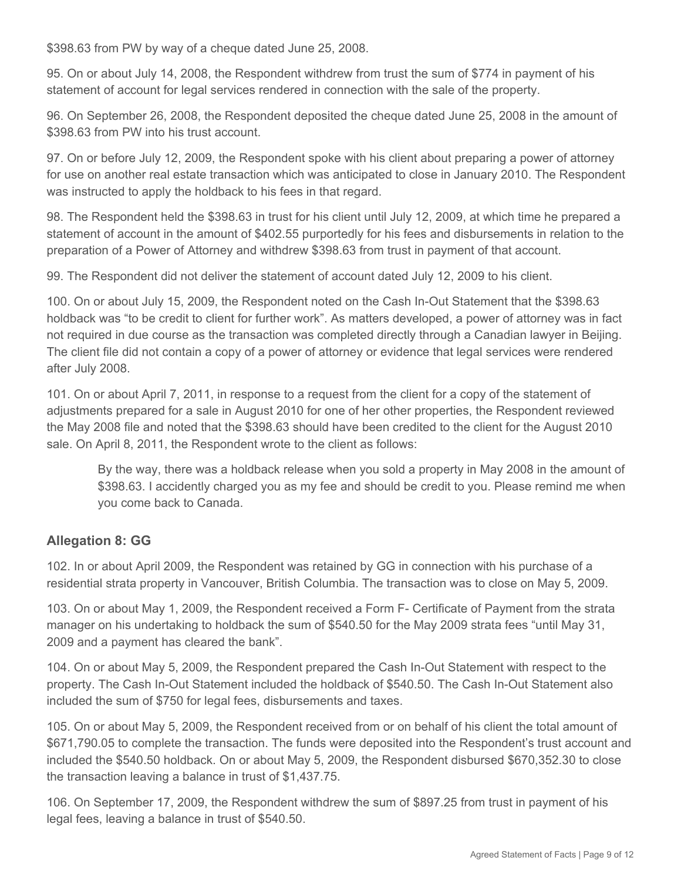$398.63 from PW by way of a cheque dated June 25, 2008.

95. On or about July 14, 2008, the Respondent withdrew from trust the sum of $774 in payment of his statement of account for legal services rendered in connection with the sale of the property.

96. On September 26, 2008, the Respondent deposited the cheque dated June 25, 2008 in the amount of $398.63 from PW into his trust account.

97. On or before July 12, 2009, the Respondent spoke with his client about preparing a power of attorney for use on another real estate transaction which was anticipated to close in January 2010. The Respondent was instructed to apply the holdback to his fees in that regard.

98. The Respondent held the $398.63 in trust for his client until July 12, 2009, at which time he prepared a statement of account in the amount of $402.55 purportedly for his fees and disbursements in relation to the preparation of a Power of Attorney and withdrew $398.63 from trust in payment of that account.

99. The Respondent did not deliver the statement of account dated July 12, 2009 to his client.

100. On or about July 15, 2009, the Respondent noted on the Cash In-Out Statement that the $398.63 holdback was "to be credit to client for further work". As matters developed, a power of attorney was in fact not required in due course as the transaction was completed directly through a Canadian lawyer in Beijing. The client file did not contain a copy of a power of attorney or evidence that legal services were rendered after July 2008.

101. On or about April 7, 2011, in response to a request from the client for a copy of the statement of adjustments prepared for a sale in August 2010 for one of her other properties, the Respondent reviewed the May 2008 file and noted that the $398.63 should have been credited to the client for the August 2010 sale. On April 8, 2011, the Respondent wrote to the client as follows:

> By the way, there was a holdback release when you sold a property in May 2008 in the amount of $398.63. I accidently charged you as my fee and should be credit to you. Please remind me when you come back to Canada.

## Allegation 8: GG

102. In or about April 2009, the Respondent was retained by GG in connection with his purchase of a residential strata property in Vancouver, British Columbia. The transaction was to close on May 5, 2009.

103. On or about May 1, 2009, the Respondent received a Form F- Certificate of Payment from the strata manager on his undertaking to holdback the sum of $540.50 for the May 2009 strata fees "until May 31, 2009 and a payment has cleared the bank".

104. On or about May 5, 2009, the Respondent prepared the Cash In-Out Statement with respect to the property. The Cash In-Out Statement included the holdback of $540.50. The Cash In-Out Statement also included the sum of $750 for legal fees, disbursements and taxes.

105. On or about May 5, 2009, the Respondent received from or on behalf of his client the total amount of $671,790.05 to complete the transaction. The funds were deposited into the Respondent's trust account and included the $540.50 holdback. On or about May 5, 2009, the Respondent disbursed $670,352.30 to close the transaction leaving a balance in trust of $1,437.75.

106. On September 17, 2009, the Respondent withdrew the sum of $897.25 from trust in payment of his legal fees, leaving a balance in trust of $540.50.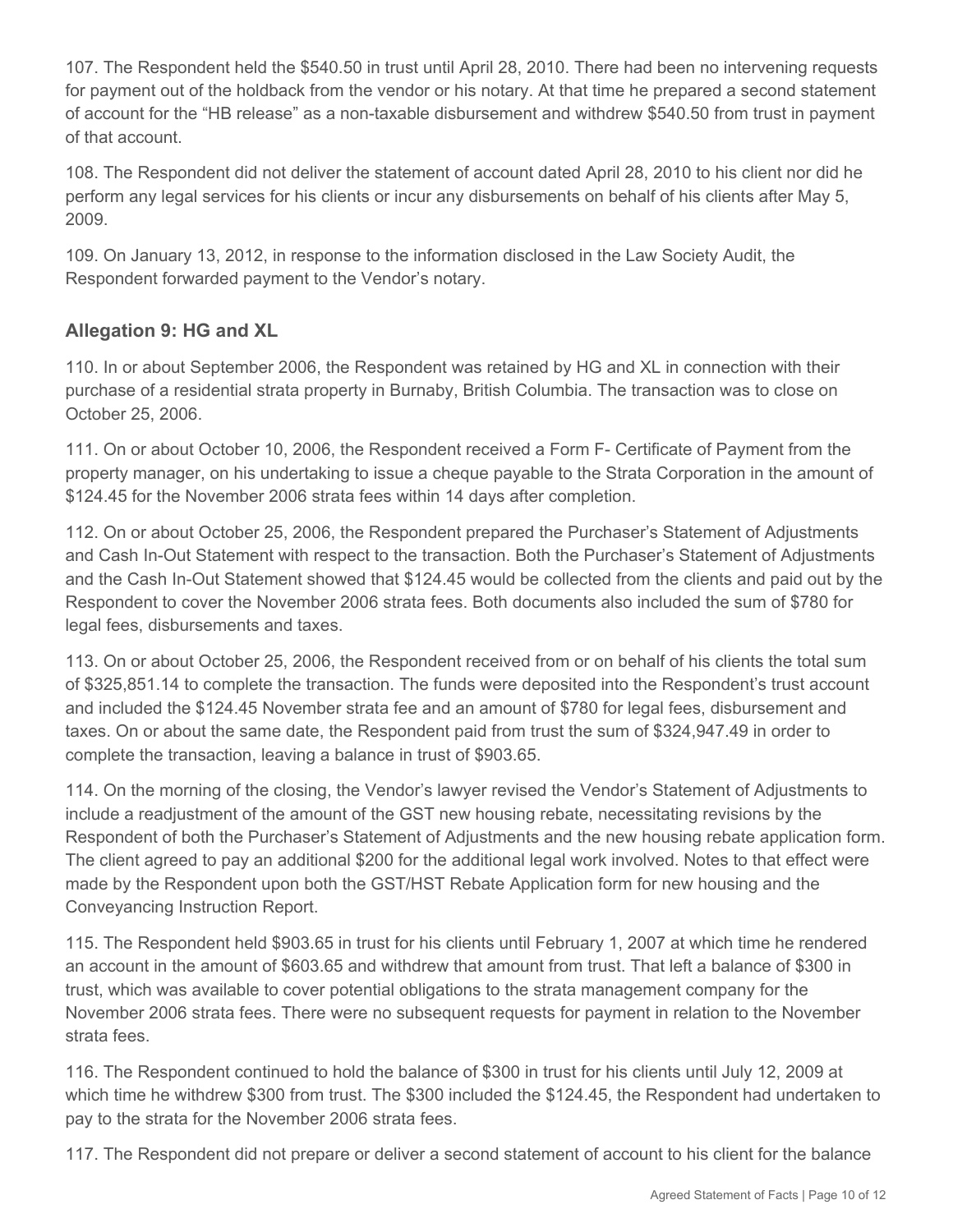107. The Respondent held the $540.50 in trust until April 28, 2010. There had been no intervening requests for payment out of the holdback from the vendor or his notary. At that time he prepared a second statement of account for the "HB release" as a non-taxable disbursement and withdrew $540.50 from trust in payment of that account.

108. The Respondent did not deliver the statement of account dated April 28, 2010 to his client nor did he perform any legal services for his clients or incur any disbursements on behalf of his clients after May 5, 2009.

109. On January 13, 2012, in response to the information disclosed in the Law Society Audit, the Respondent forwarded payment to the Vendor's notary.

### Allegation 9: HG and XL

110. In or about September 2006, the Respondent was retained by HG and XL in connection with their purchase of a residential strata property in Burnaby, British Columbia. The transaction was to close on October 25, 2006.

111. On or about October 10, 2006, the Respondent received a Form F- Certificate of Payment from the property manager, on his undertaking to issue a cheque payable to the Strata Corporation in the amount of $124.45 for the November 2006 strata fees within 14 days after completion.

112. On or about October 25, 2006, the Respondent prepared the Purchaser's Statement of Adjustments and Cash In-Out Statement with respect to the transaction. Both the Purchaser's Statement of Adjustments and the Cash In-Out Statement showed that $124.45 would be collected from the clients and paid out by the Respondent to cover the November 2006 strata fees. Both documents also included the sum of $780 for legal fees, disbursements and taxes.

113. On or about October 25, 2006, the Respondent received from or on behalf of his clients the total sum of $325,851.14 to complete the transaction. The funds were deposited into the Respondent's trust account and included the $124.45 November strata fee and an amount of $780 for legal fees, disbursement and taxes. On or about the same date, the Respondent paid from trust the sum of $324,947.49 in order to complete the transaction, leaving a balance in trust of $903.65.

114. On the morning of the closing, the Vendor's lawyer revised the Vendor's Statement of Adjustments to include a readjustment of the amount of the GST new housing rebate, necessitating revisions by the Respondent of both the Purchaser's Statement of Adjustments and the new housing rebate application form. The client agreed to pay an additional $200 for the additional legal work involved. Notes to that effect were made by the Respondent upon both the GST/HST Rebate Application form for new housing and the Conveyancing Instruction Report.

115. The Respondent held $903.65 in trust for his clients until February 1, 2007 at which time he rendered an account in the amount of $603.65 and withdrew that amount from trust. That left a balance of $300 in trust, which was available to cover potential obligations to the strata management company for the November 2006 strata fees. There were no subsequent requests for payment in relation to the November strata fees.

116. The Respondent continued to hold the balance of $300 in trust for his clients until July 12, 2009 at which time he withdrew $300 from trust. The $300 included the $124.45, the Respondent had undertaken to pay to the strata for the November 2006 strata fees.

117. The Respondent did not prepare or deliver a second statement of account to his client for the balance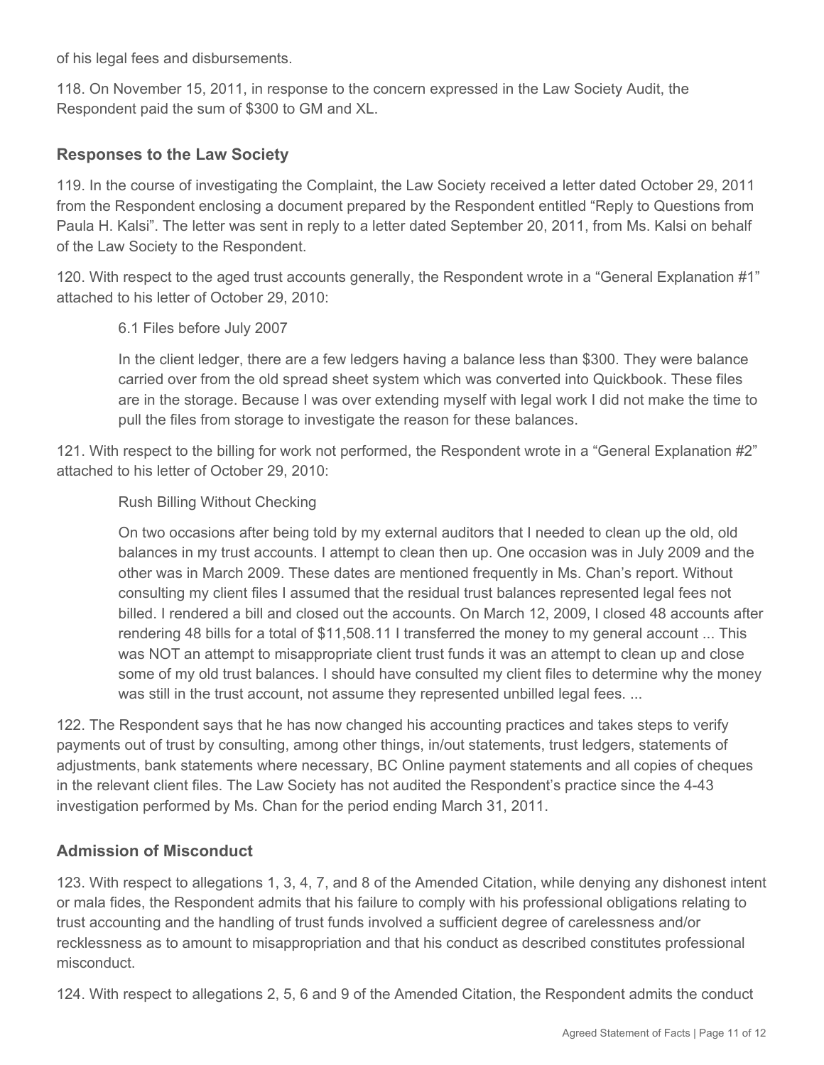of his legal fees and disbursements.

118. On November 15, 2011, in response to the concern expressed in the Law Society Audit, the Respondent paid the sum of $300 to GM and XL.

## Responses to the Law Society

119. In the course of investigating the Complaint, the Law Society received a letter dated October 29, 2011 from the Respondent enclosing a document prepared by the Respondent entitled "Reply to Questions from Paula H. Kalsi". The letter was sent in reply to a letter dated September 20, 2011, from Ms. Kalsi on behalf of the Law Society to the Respondent.

120. With respect to the aged trust accounts generally, the Respondent wrote in a "General Explanation #1" attached to his letter of October 29, 2010:

> 6.1 Files before July 2007
>
> In the client ledger, there are a few ledgers having a balance less than $300. They were balance carried over from the old spread sheet system which was converted into Quickbook. These files are in the storage. Because I was over extending myself with legal work I did not make the time to pull the files from storage to investigate the reason for these balances.

121. With respect to the billing for work not performed, the Respondent wrote in a "General Explanation #2" attached to his letter of October 29, 2010:

> Rush Billing Without Checking
>
> On two occasions after being told by my external auditors that I needed to clean up the old, old balances in my trust accounts. I attempt to clean then up. One occasion was in July 2009 and the other was in March 2009. These dates are mentioned frequently in Ms. Chan's report. Without consulting my client files I assumed that the residual trust balances represented legal fees not billed. I rendered a bill and closed out the accounts. On March 12, 2009, I closed 48 accounts after rendering 48 bills for a total of $11,508.11 I transferred the money to my general account ... This was NOT an attempt to misappropriate client trust funds it was an attempt to clean up and close some of my old trust balances. I should have consulted my client files to determine why the money was still in the trust account, not assume they represented unbilled legal fees. ...

122. The Respondent says that he has now changed his accounting practices and takes steps to verify payments out of trust by consulting, among other things, in/out statements, trust ledgers, statements of adjustments, bank statements where necessary, BC Online payment statements and all copies of cheques in the relevant client files. The Law Society has not audited the Respondent's practice since the 4-43 investigation performed by Ms. Chan for the period ending March 31, 2011.

## Admission of Misconduct

123. With respect to allegations 1, 3, 4, 7, and 8 of the Amended Citation, while denying any dishonest intent or mala fides, the Respondent admits that his failure to comply with his professional obligations relating to trust accounting and the handling of trust funds involved a sufficient degree of carelessness and/or recklessness as to amount to misappropriation and that his conduct as described constitutes professional misconduct.

124. With respect to allegations 2, 5, 6 and 9 of the Amended Citation, the Respondent admits the conduct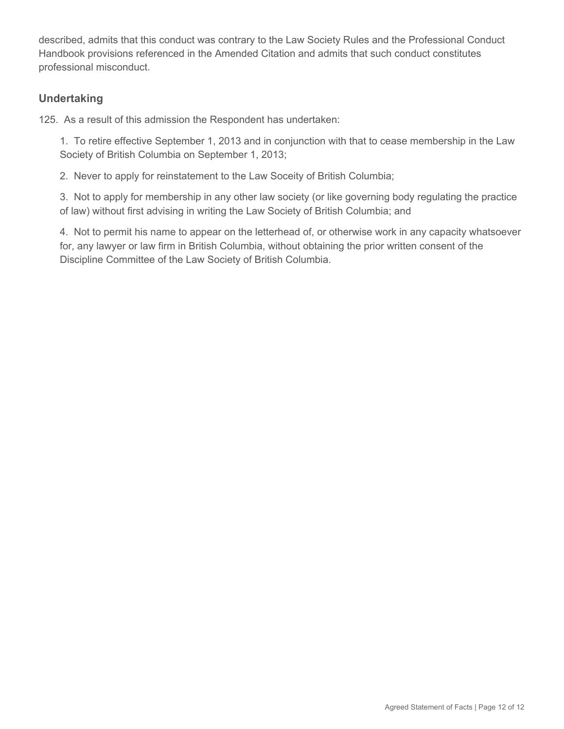described, admits that this conduct was contrary to the Law Society Rules and the Professional Conduct Handbook provisions referenced in the Amended Citation and admits that such conduct constitutes professional misconduct.

## Undertaking

125. As a result of this admission the Respondent has undertaken:

1. To retire effective September 1, 2013 and in conjunction with that to cease membership in the Law Society of British Columbia on September 1, 2013;

2. Never to apply for reinstatement to the Law Soceity of British Columbia;

3. Not to apply for membership in any other law society (or like governing body regulating the practice of law) without first advising in writing the Law Society of British Columbia; and

4. Not to permit his name to appear on the letterhead of, or otherwise work in any capacity whatsoever for, any lawyer or law firm in British Columbia, without obtaining the prior written consent of the Discipline Committee of the Law Society of British Columbia.